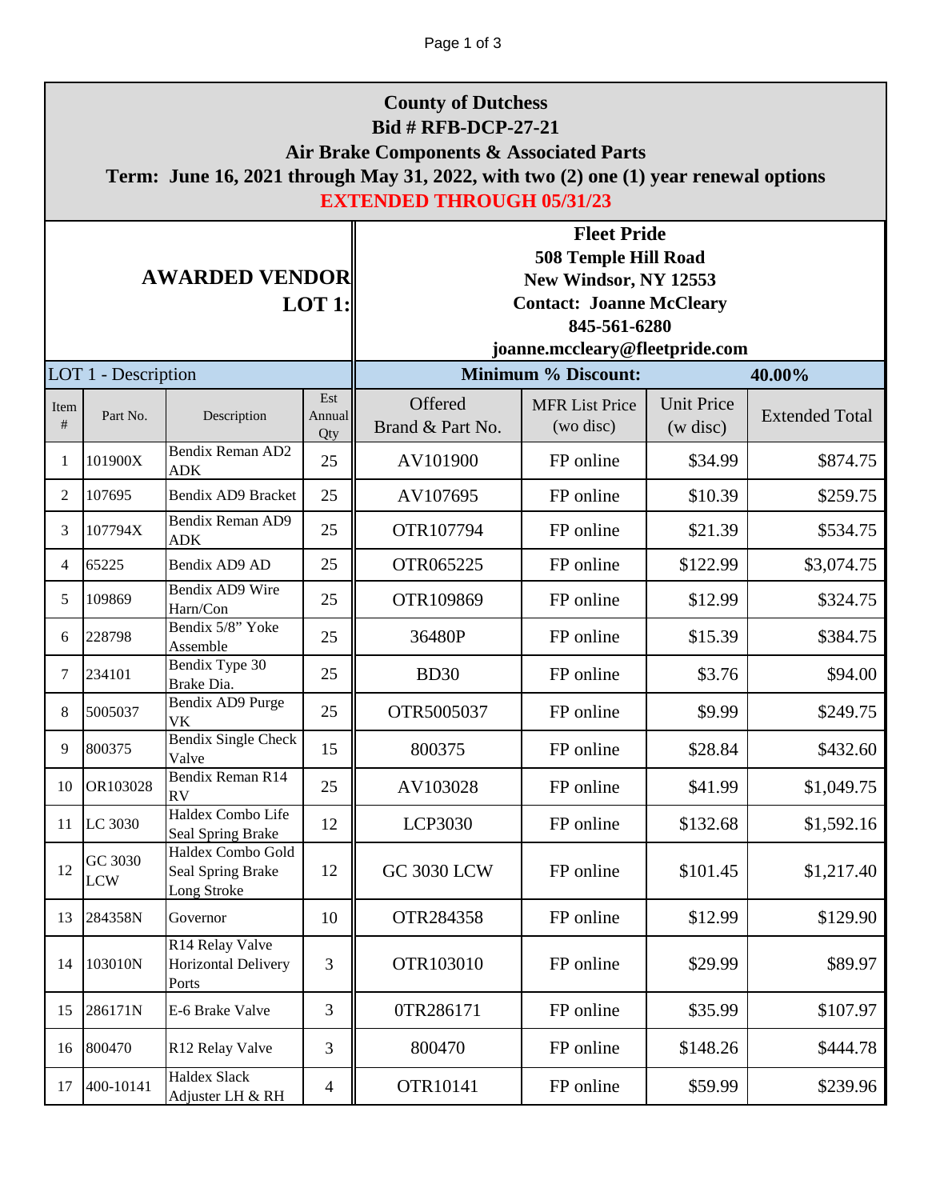# County of Dutchess
## Bid # RFB-DCP-27-21
## Air Brake Components & Associated Parts
**Term: June 16, 2021 through May 31, 2022, with two (2) one (1) year renewal options**

**EXTENDED THROUGH 05/31/23**

**AWARDED VENDOR LOT 1:**

**Fleet Pride**
**508 Temple Hill Road**
**New Windsor, NY 12553**
**Contact: Joanne McCleary**
**845-561-6280**
**joanne.mccleary@fleetpride.com**

| LOT 1 - Description | | | | Minimum % Discount: | | 40.00% | |
|---|---|---|---|---|---|---|---|
| Item # | Part No. | Description | Est Annual Qty | Offered Brand & Part No. | MFR List Price (wo disc) | Unit Price (w disc) | Extended Total |
| 1 | 101900X | Bendix Reman AD2 ADK | 25 | AV101900 | FP online | $34.99 | $874.75 |
| 2 | 107695 | Bendix AD9 Bracket | 25 | AV107695 | FP online | $10.39 | $259.75 |
| 3 | 107794X | Bendix Reman AD9 ADK | 25 | OTR107794 | FP online | $21.39 | $534.75 |
| 4 | 65225 | Bendix AD9 AD | 25 | OTR065225 | FP online | $122.99 | $3,074.75 |
| 5 | 109869 | Bendix AD9 Wire Harn/Con | 25 | OTR109869 | FP online | $12.99 | $324.75 |
| 6 | 228798 | Bendix 5/8" Yoke Assemble | 25 | 36480P | FP online | $15.39 | $384.75 |
| 7 | 234101 | Bendix Type 30 Brake Dia. | 25 | BD30 | FP online | $3.76 | $94.00 |
| 8 | 5005037 | Bendix AD9 Purge VK | 25 | OTR5005037 | FP online | $9.99 | $249.75 |
| 9 | 800375 | Bendix Single Check Valve | 15 | 800375 | FP online | $28.84 | $432.60 |
| 10 | OR103028 | Bendix Reman R14 RV | 25 | AV103028 | FP online | $41.99 | $1,049.75 |
| 11 | LC 3030 | Haldex Combo Life Seal Spring Brake | 12 | LCP3030 | FP online | $132.68 | $1,592.16 |
| 12 | GC 3030 LCW | Haldex Combo Gold Seal Spring Brake Long Stroke | 12 | GC 3030 LCW | FP online | $101.45 | $1,217.40 |
| 13 | 284358N | Governor | 10 | OTR284358 | FP online | $12.99 | $129.90 |
| 14 | 103010N | R14 Relay Valve Horizontal Delivery Ports | 3 | OTR103010 | FP online | $29.99 | $89.97 |
| 15 | 286171N | E-6 Brake Valve | 3 | 0TR286171 | FP online | $35.99 | $107.97 |
| 16 | 800470 | R12 Relay Valve | 3 | 800470 | FP online | $148.26 | $444.78 |
| 17 | 400-10141 | Haldex Slack Adjuster LH & RH | 4 | OTR10141 | FP online | $59.99 | $239.96 |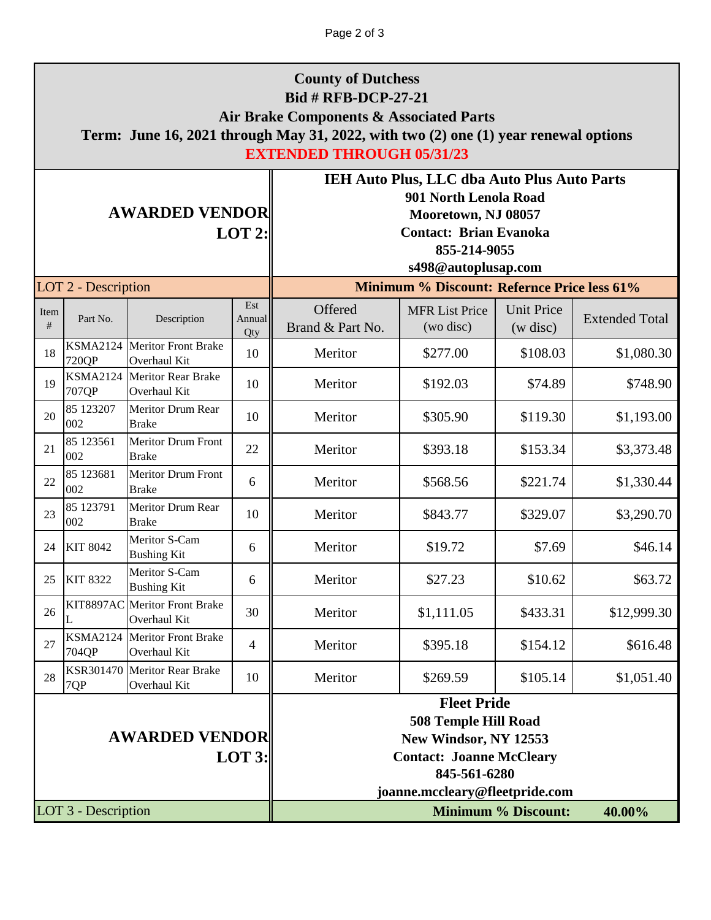**County of Dutchess**
**Bid # RFB-DCP-27-21**
**Air Brake Components & Associated Parts**
**Term: June 16, 2021 through May 31, 2022, with two (2) one (1) year renewal options**
**EXTENDED THROUGH 05/31/23**

**AWARDED VENDOR LOT 2:**

**IEH Auto Plus, LLC dba Auto Plus Auto Parts**
**901 North Lenola Road**
**Mooretown, NJ 08057**
**Contact: Brian Evanoka**
**855-214-9055**
**s498@autoplusap.com**

| LOT 2 - Description | | | | Minimum % Discount: Refernce Price less 61% | | | |
|---|---|---|---|---|---|---|---|
| Item # | Part No. | Description | Est Annual Qty | Offered Brand & Part No. | MFR List Price (wo disc) | Unit Price (w disc) | Extended Total |
| 18 | KSMA2124720QP | Meritor Front Brake Overhaul Kit | 10 | Meritor | $277.00 | $108.03 | $1,080.30 |
| 19 | KSMA2124707QP | Meritor Rear Brake Overhaul Kit | 10 | Meritor | $192.03 | $74.89 | $748.90 |
| 20 | 85 123207 002 | Meritor Drum Rear Brake | 10 | Meritor | $305.90 | $119.30 | $1,193.00 |
| 21 | 85 123561 002 | Meritor Drum Front Brake | 22 | Meritor | $393.18 | $153.34 | $3,373.48 |
| 22 | 85 123681 002 | Meritor Drum Front Brake | 6 | Meritor | $568.56 | $221.74 | $1,330.44 |
| 23 | 85 123791 002 | Meritor Drum Rear Brake | 10 | Meritor | $843.77 | $329.07 | $3,290.70 |
| 24 | KIT 8042 | Meritor S-Cam Bushing Kit | 6 | Meritor | $19.72 | $7.69 | $46.14 |
| 25 | KIT 8322 | Meritor S-Cam Bushing Kit | 6 | Meritor | $27.23 | $10.62 | $63.72 |
| 26 | KIT8897ACL | Meritor Front Brake Overhaul Kit | 30 | Meritor | $1,111.05 | $433.31 | $12,999.30 |
| 27 | KSMA2124704QP | Meritor Front Brake Overhaul Kit | 4 | Meritor | $395.18 | $154.12 | $616.48 |
| 28 | KSR3014707QP | Meritor Rear Brake Overhaul Kit | 10 | Meritor | $269.59 | $105.14 | $1,051.40 |

**AWARDED VENDOR LOT 3:**

**Fleet Pride**
**508 Temple Hill Road**
**New Windsor, NY 12553**
**Contact: Joanne McCleary**
**845-561-6280**
**joanne.mccleary@fleetpride.com**

| LOT 3 - Description | Minimum % Discount: 40.00% |
|---|---|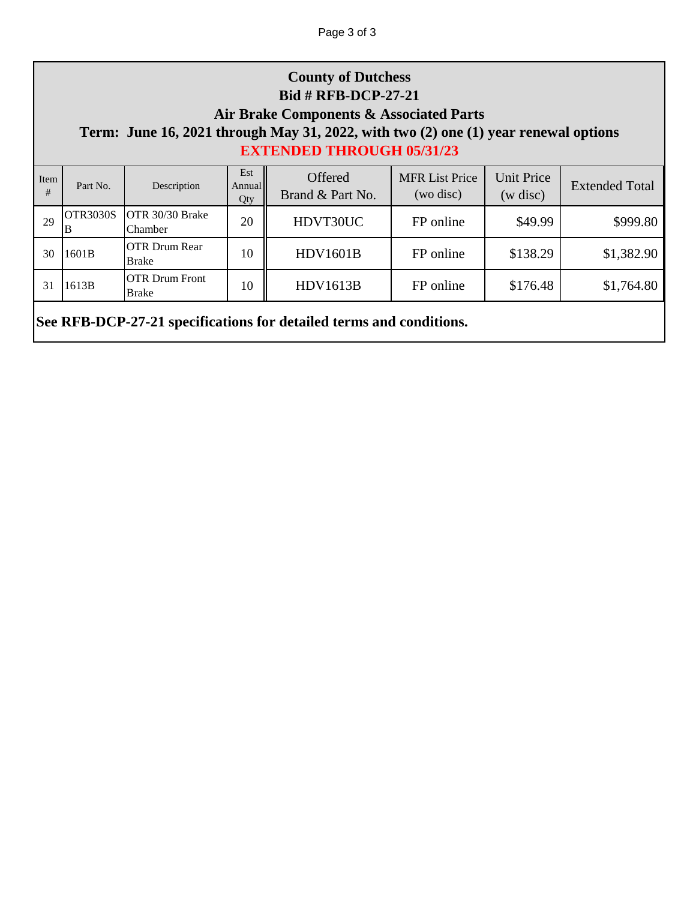**County of Dutchess**
**Bid # RFB-DCP-27-21**
**Air Brake Components & Associated Parts**
**Term: June 16, 2021 through May 31, 2022, with two (2) one (1) year renewal options**
**EXTENDED THROUGH 05/31/23**

| Item # | Part No. | Description | Est Annual Qty | Offered Brand & Part No. | MFR List Price (wo disc) | Unit Price (w disc) | Extended Total |
|---|---|---|---|---|---|---|---|
| 29 | OTR3030SB | OTR 30/30 Brake Chamber | 20 | HDVT30UC | FP online | $49.99 | $999.80 |
| 30 | 1601B | OTR Drum Rear Brake | 10 | HDV1601B | FP online | $138.29 | $1,382.90 |
| 31 | 1613B | OTR Drum Front Brake | 10 | HDV1613B | FP online | $176.48 | $1,764.80 |

**See RFB-DCP-27-21 specifications for detailed terms and conditions.**